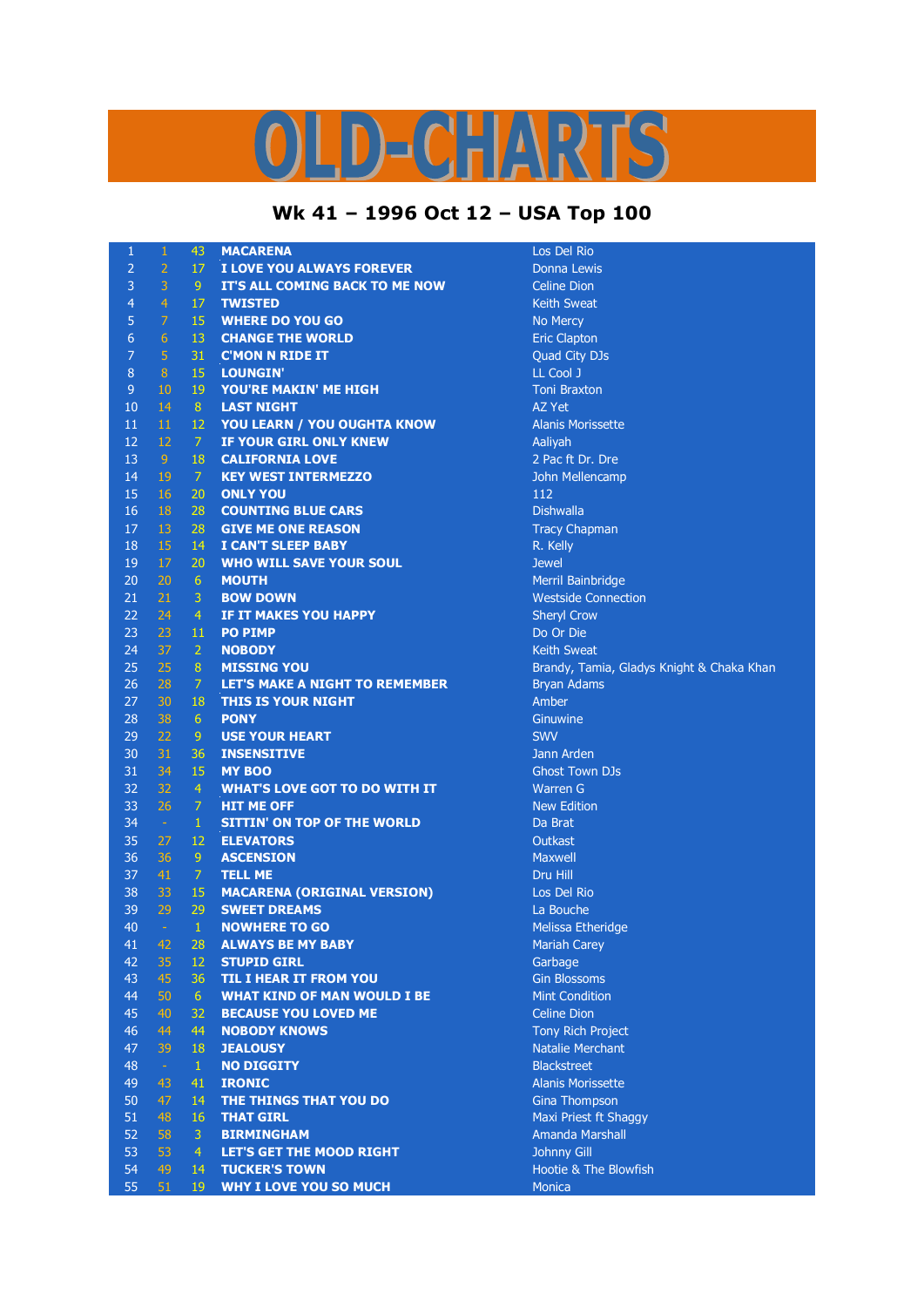# OLD-CHARTS

## Wk 41 – 1996 Oct 12 – USA Top 100

| | | | | |
|---|---|---|---|---|
| 1 | 1 | 43 | **MACARENA** | Los Del Rio |
| 2 | 2 | 17 | **I LOVE YOU ALWAYS FOREVER** | Donna Lewis |
| 3 | 3 | 9 | **IT'S ALL COMING BACK TO ME NOW** | Celine Dion |
| 4 | 4 | 17 | **TWISTED** | Keith Sweat |
| 5 | 7 | 15 | **WHERE DO YOU GO** | No Mercy |
| 6 | 6 | 13 | **CHANGE THE WORLD** | Eric Clapton |
| 7 | 5 | 31 | **C'MON N RIDE IT** | Quad City DJs |
| 8 | 8 | 15 | **LOUNGIN'** | LL Cool J |
| 9 | 10 | 19 | **YOU'RE MAKIN' ME HIGH** | Toni Braxton |
| 10 | 14 | 8 | **LAST NIGHT** | AZ Yet |
| 11 | 11 | 12 | **YOU LEARN / YOU OUGHTA KNOW** | Alanis Morissette |
| 12 | 12 | 7 | **IF YOUR GIRL ONLY KNEW** | Aaliyah |
| 13 | 9 | 18 | **CALIFORNIA LOVE** | 2 Pac ft Dr. Dre |
| 14 | 19 | 7 | **KEY WEST INTERMEZZO** | John Mellencamp |
| 15 | 16 | 20 | **ONLY YOU** | 112 |
| 16 | 18 | 28 | **COUNTING BLUE CARS** | Dishwalla |
| 17 | 13 | 28 | **GIVE ME ONE REASON** | Tracy Chapman |
| 18 | 15 | 14 | **I CAN'T SLEEP BABY** | R. Kelly |
| 19 | 17 | 20 | **WHO WILL SAVE YOUR SOUL** | Jewel |
| 20 | 20 | 6 | **MOUTH** | Merril Bainbridge |
| 21 | 21 | 3 | **BOW DOWN** | Westside Connection |
| 22 | 24 | 4 | **IF IT MAKES YOU HAPPY** | Sheryl Crow |
| 23 | 23 | 11 | **PO PIMP** | Do Or Die |
| 24 | 37 | 2 | **NOBODY** | Keith Sweat |
| 25 | 25 | 8 | **MISSING YOU** | Brandy, Tamia, Gladys Knight & Chaka Khan |
| 26 | 28 | 7 | **LET'S MAKE A NIGHT TO REMEMBER** | Bryan Adams |
| 27 | 30 | 18 | **THIS IS YOUR NIGHT** | Amber |
| 28 | 38 | 6 | **PONY** | Ginuwine |
| 29 | 22 | 9 | **USE YOUR HEART** | SWV |
| 30 | 31 | 36 | **INSENSITIVE** | Jann Arden |
| 31 | 34 | 15 | **MY BOO** | Ghost Town DJs |
| 32 | 32 | 4 | **WHAT'S LOVE GOT TO DO WITH IT** | Warren G |
| 33 | 26 | 7 | **HIT ME OFF** | New Edition |
| 34 | - | 1 | **SITTIN' ON TOP OF THE WORLD** | Da Brat |
| 35 | 27 | 12 | **ELEVATORS** | Outkast |
| 36 | 36 | 9 | **ASCENSION** | Maxwell |
| 37 | 41 | 7 | **TELL ME** | Dru Hill |
| 38 | 33 | 15 | **MACARENA (ORIGINAL VERSION)** | Los Del Rio |
| 39 | 29 | 29 | **SWEET DREAMS** | La Bouche |
| 40 | - | 1 | **NOWHERE TO GO** | Melissa Etheridge |
| 41 | 42 | 28 | **ALWAYS BE MY BABY** | Mariah Carey |
| 42 | 35 | 12 | **STUPID GIRL** | Garbage |
| 43 | 45 | 36 | **TIL I HEAR IT FROM YOU** | Gin Blossoms |
| 44 | 50 | 6 | **WHAT KIND OF MAN WOULD I BE** | Mint Condition |
| 45 | 40 | 32 | **BECAUSE YOU LOVED ME** | Celine Dion |
| 46 | 44 | 44 | **NOBODY KNOWS** | Tony Rich Project |
| 47 | 39 | 18 | **JEALOUSY** | Natalie Merchant |
| 48 | - | 1 | **NO DIGGITY** | Blackstreet |
| 49 | 43 | 41 | **IRONIC** | Alanis Morissette |
| 50 | 47 | 14 | **THE THINGS THAT YOU DO** | Gina Thompson |
| 51 | 48 | 16 | **THAT GIRL** | Maxi Priest ft Shaggy |
| 52 | 58 | 3 | **BIRMINGHAM** | Amanda Marshall |
| 53 | 53 | 4 | **LET'S GET THE MOOD RIGHT** | Johnny Gill |
| 54 | 49 | 14 | **TUCKER'S TOWN** | Hootie & The Blowfish |
| 55 | 51 | 19 | **WHY I LOVE YOU SO MUCH** | Monica |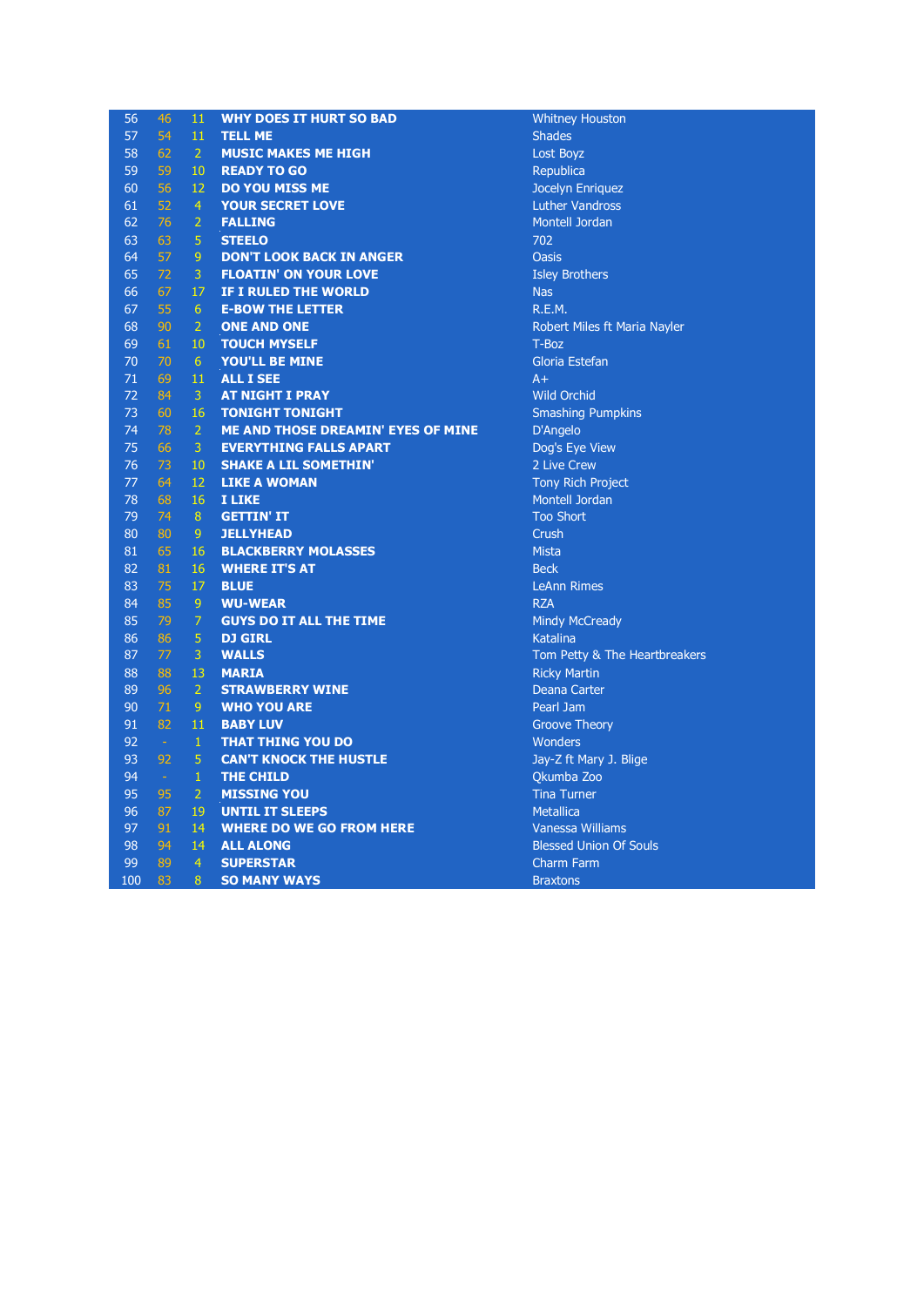| | | | | |
|---|---|---|---|---|
| 56 | 46 | 11 | WHY DOES IT HURT SO BAD | Whitney Houston |
| 57 | 54 | 11 | TELL ME | Shades |
| 58 | 62 | 2 | MUSIC MAKES ME HIGH | Lost Boyz |
| 59 | 59 | 10 | READY TO GO | Republica |
| 60 | 56 | 12 | DO YOU MISS ME | Jocelyn Enriquez |
| 61 | 52 | 4 | YOUR SECRET LOVE | Luther Vandross |
| 62 | 76 | 2 | FALLING | Montell Jordan |
| 63 | 63 | 5 | STEELO | 702 |
| 64 | 57 | 9 | DON'T LOOK BACK IN ANGER | Oasis |
| 65 | 72 | 3 | FLOATIN' ON YOUR LOVE | Isley Brothers |
| 66 | 67 | 17 | IF I RULED THE WORLD | Nas |
| 67 | 55 | 6 | E-BOW THE LETTER | R.E.M. |
| 68 | 90 | 2 | ONE AND ONE | Robert Miles ft Maria Nayler |
| 69 | 61 | 10 | TOUCH MYSELF | T-Boz |
| 70 | 70 | 6 | YOU'LL BE MINE | Gloria Estefan |
| 71 | 69 | 11 | ALL I SEE | A+ |
| 72 | 84 | 3 | AT NIGHT I PRAY | Wild Orchid |
| 73 | 60 | 16 | TONIGHT TONIGHT | Smashing Pumpkins |
| 74 | 78 | 2 | ME AND THOSE DREAMIN' EYES OF MINE | D'Angelo |
| 75 | 66 | 3 | EVERYTHING FALLS APART | Dog's Eye View |
| 76 | 73 | 10 | SHAKE A LIL SOMETHIN' | 2 Live Crew |
| 77 | 64 | 12 | LIKE A WOMAN | Tony Rich Project |
| 78 | 68 | 16 | I LIKE | Montell Jordan |
| 79 | 74 | 8 | GETTIN' IT | Too Short |
| 80 | 80 | 9 | JELLYHEAD | Crush |
| 81 | 65 | 16 | BLACKBERRY MOLASSES | Mista |
| 82 | 81 | 16 | WHERE IT'S AT | Beck |
| 83 | 75 | 17 | BLUE | LeAnn Rimes |
| 84 | 85 | 9 | WU-WEAR | RZA |
| 85 | 79 | 7 | GUYS DO IT ALL THE TIME | Mindy McCready |
| 86 | 86 | 5 | DJ GIRL | Katalina |
| 87 | 77 | 3 | WALLS | Tom Petty & The Heartbreakers |
| 88 | 88 | 13 | MARIA | Ricky Martin |
| 89 | 96 | 2 | STRAWBERRY WINE | Deana Carter |
| 90 | 71 | 9 | WHO YOU ARE | Pearl Jam |
| 91 | 82 | 11 | BABY LUV | Groove Theory |
| 92 | - | 1 | THAT THING YOU DO | Wonders |
| 93 | 92 | 5 | CAN'T KNOCK THE HUSTLE | Jay-Z ft Mary J. Blige |
| 94 | - | 1 | THE CHILD | Qkumba Zoo |
| 95 | 95 | 2 | MISSING YOU | Tina Turner |
| 96 | 87 | 19 | UNTIL IT SLEEPS | Metallica |
| 97 | 91 | 14 | WHERE DO WE GO FROM HERE | Vanessa Williams |
| 98 | 94 | 14 | ALL ALONG | Blessed Union Of Souls |
| 99 | 89 | 4 | SUPERSTAR | Charm Farm |
| 100 | 83 | 8 | SO MANY WAYS | Braxtons |